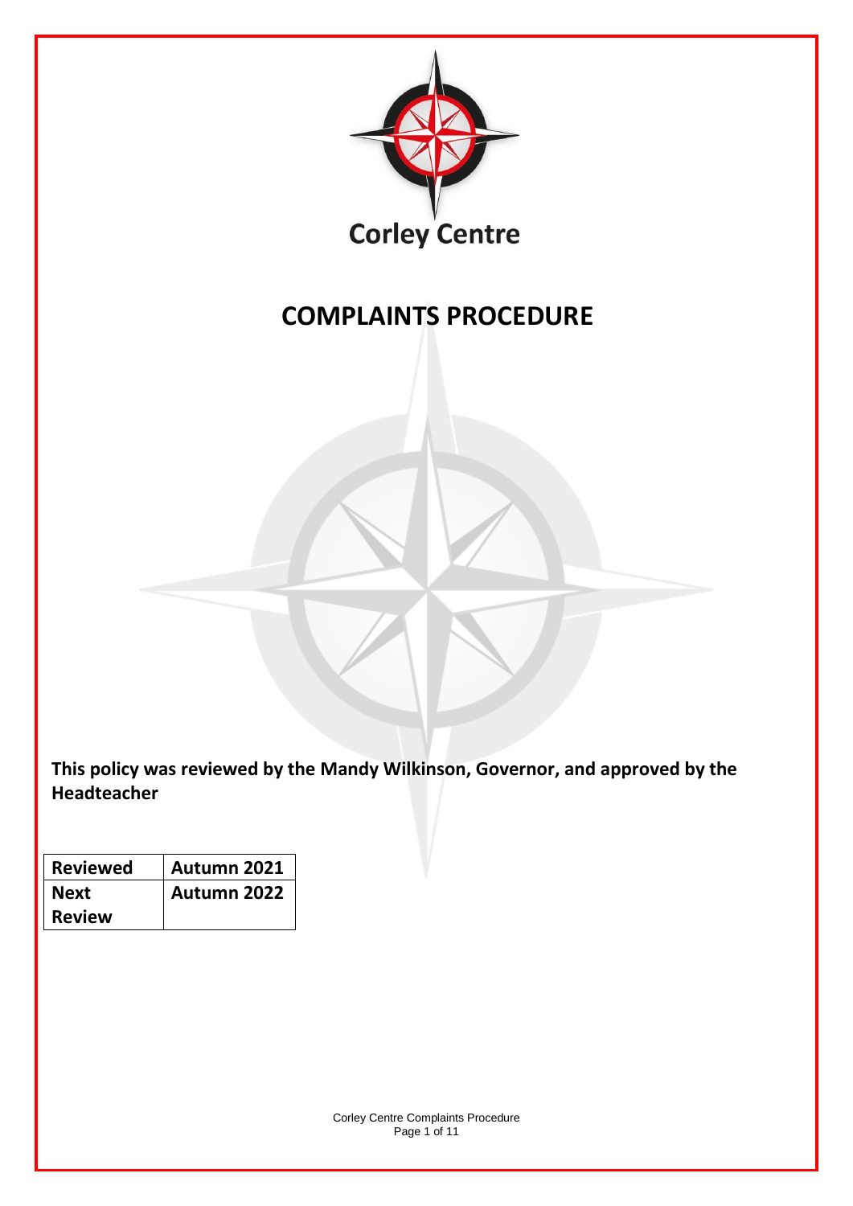Corley Centre

# COMPLAINTS PROCEDURE

**This policy was reviewed by the Mandy Wilkinson, Governor, and approved by the Headteacher**

| Reviewed | Autumn 2021 |
|---|---|
| Next Review | Autumn 2022 |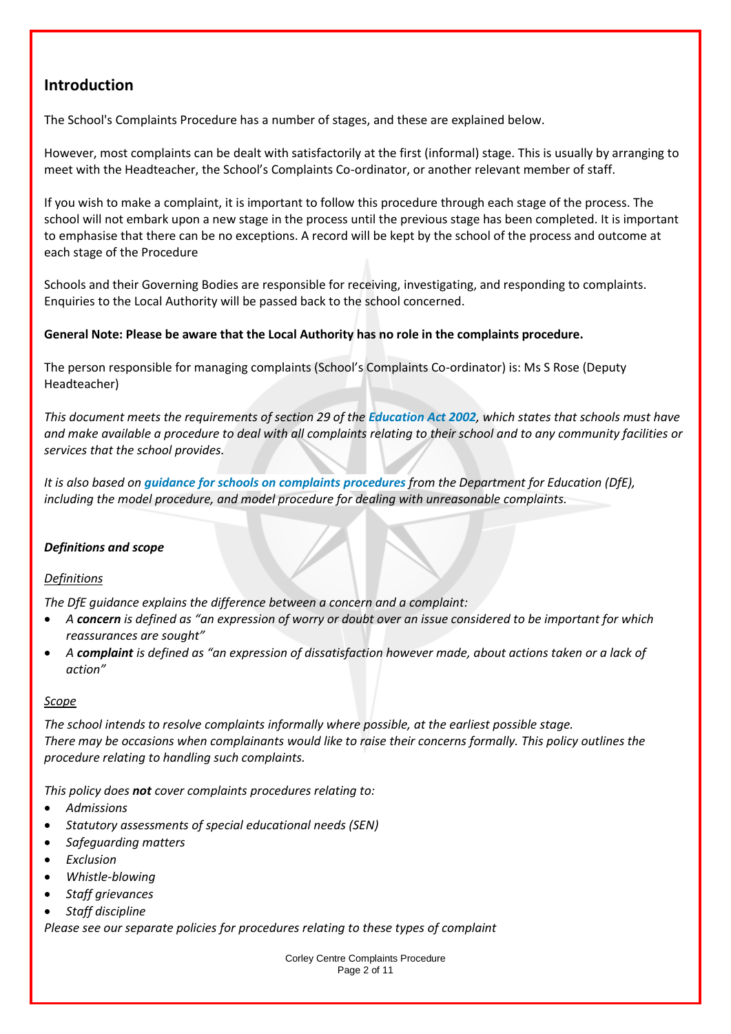## Introduction

The School's Complaints Procedure has a number of stages, and these are explained below.

However, most complaints can be dealt with satisfactorily at the first (informal) stage. This is usually by arranging to meet with the Headteacher, the School's Complaints Co-ordinator, or another relevant member of staff.

If you wish to make a complaint, it is important to follow this procedure through each stage of the process. The school will not embark upon a new stage in the process until the previous stage has been completed. It is important to emphasise that there can be no exceptions. A record will be kept by the school of the process and outcome at each stage of the Procedure

Schools and their Governing Bodies are responsible for receiving, investigating, and responding to complaints. Enquiries to the Local Authority will be passed back to the school concerned.

**General Note: Please be aware that the Local Authority has no role in the complaints procedure.**

The person responsible for managing complaints (School's Complaints Co-ordinator) is: Ms S Rose (Deputy Headteacher)

*This document meets the requirements of section 29 of the* ***Education Act 2002****, which states that schools must have and make available a procedure to deal with all complaints relating to their school and to any community facilities or services that the school provides.*

*It is also based on* ***guidance for schools on complaints procedures*** *from the Department for Education (DfE), including the model procedure, and model procedure for dealing with unreasonable complaints.*

***Definitions and scope***

*Definitions*

*The DfE guidance explains the difference between a concern and a complaint:*

- *A* ***concern*** *is defined as "an expression of worry or doubt over an issue considered to be important for which reassurances are sought"*
- *A* ***complaint*** *is defined as "an expression of dissatisfaction however made, about actions taken or a lack of action"*

*Scope*

*The school intends to resolve complaints informally where possible, at the earliest possible stage.*
*There may be occasions when complainants would like to raise their concerns formally. This policy outlines the procedure relating to handling such complaints.*

*This policy does* ***not*** *cover complaints procedures relating to:*

- *Admissions*
- *Statutory assessments of special educational needs (SEN)*
- *Safeguarding matters*
- *Exclusion*
- *Whistle-blowing*
- *Staff grievances*
- *Staff discipline*

*Please see our separate policies for procedures relating to these types of complaint*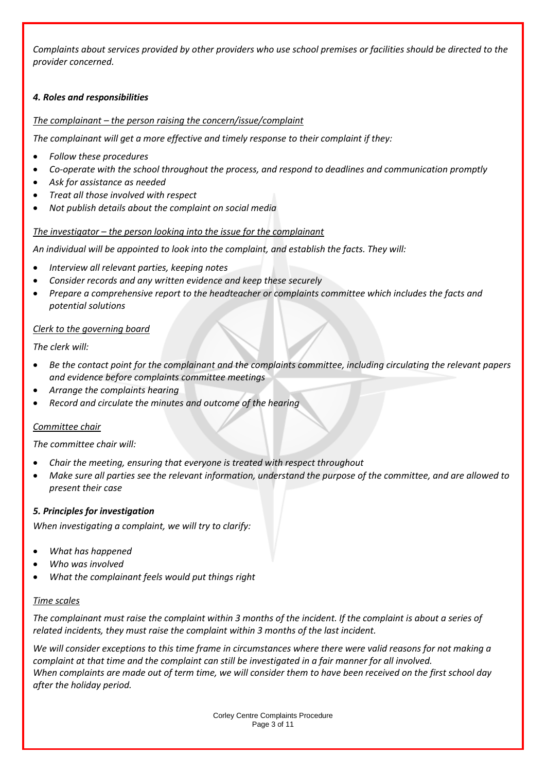*Complaints about services provided by other providers who use school premises or facilities should be directed to the provider concerned.*

### *4. Roles and responsibilities*

*The complainant – the person raising the concern/issue/complaint*

*The complainant will get a more effective and timely response to their complaint if they:*

- *Follow these procedures*
- *Co-operate with the school throughout the process, and respond to deadlines and communication promptly*
- *Ask for assistance as needed*
- *Treat all those involved with respect*
- *Not publish details about the complaint on social media*

*The investigator – the person looking into the issue for the complainant*

*An individual will be appointed to look into the complaint, and establish the facts. They will:*

- *Interview all relevant parties, keeping notes*
- *Consider records and any written evidence and keep these securely*
- *Prepare a comprehensive report to the headteacher or complaints committee which includes the facts and potential solutions*

*Clerk to the governing board*

*The clerk will:*

- *Be the contact point for the complainant and the complaints committee, including circulating the relevant papers and evidence before complaints committee meetings*
- *Arrange the complaints hearing*
- *Record and circulate the minutes and outcome of the hearing*

*Committee chair*

*The committee chair will:*

- *Chair the meeting, ensuring that everyone is treated with respect throughout*
- *Make sure all parties see the relevant information, understand the purpose of the committee, and are allowed to present their case*

### *5. Principles for investigation*

*When investigating a complaint, we will try to clarify:*

- *What has happened*
- *Who was involved*
- *What the complainant feels would put things right*

*Time scales*

*The complainant must raise the complaint within 3 months of the incident. If the complaint is about a series of related incidents, they must raise the complaint within 3 months of the last incident.*

*We will consider exceptions to this time frame in circumstances where there were valid reasons for not making a complaint at that time and the complaint can still be investigated in a fair manner for all involved.*
*When complaints are made out of term time, we will consider them to have been received on the first school day after the holiday period.*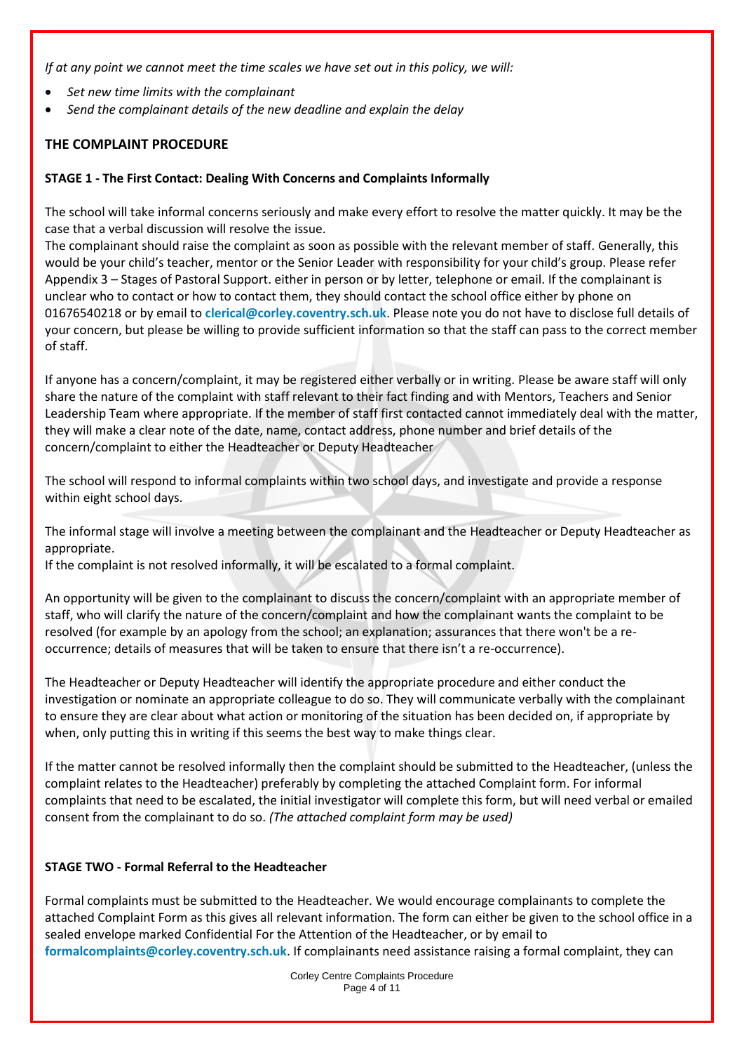*If at any point we cannot meet the time scales we have set out in this policy, we will:*

- *Set new time limits with the complainant*
- *Send the complainant details of the new deadline and explain the delay*

## THE COMPLAINT PROCEDURE

### STAGE 1 - The First Contact: Dealing With Concerns and Complaints Informally

The school will take informal concerns seriously and make every effort to resolve the matter quickly. It may be the case that a verbal discussion will resolve the issue.
The complainant should raise the complaint as soon as possible with the relevant member of staff. Generally, this would be your child's teacher, mentor or the Senior Leader with responsibility for your child's group. Please refer Appendix 3 – Stages of Pastoral Support. either in person or by letter, telephone or email. If the complainant is unclear who to contact or how to contact them, they should contact the school office either by phone on 01676540218 or by email to **clerical@corley.coventry.sch.uk**. Please note you do not have to disclose full details of your concern, but please be willing to provide sufficient information so that the staff can pass to the correct member of staff.

If anyone has a concern/complaint, it may be registered either verbally or in writing. Please be aware staff will only share the nature of the complaint with staff relevant to their fact finding and with Mentors, Teachers and Senior Leadership Team where appropriate. If the member of staff first contacted cannot immediately deal with the matter, they will make a clear note of the date, name, contact address, phone number and brief details of the concern/complaint to either the Headteacher or Deputy Headteacher

The school will respond to informal complaints within two school days, and investigate and provide a response within eight school days.

The informal stage will involve a meeting between the complainant and the Headteacher or Deputy Headteacher as appropriate.
If the complaint is not resolved informally, it will be escalated to a formal complaint.

An opportunity will be given to the complainant to discuss the concern/complaint with an appropriate member of staff, who will clarify the nature of the concern/complaint and how the complainant wants the complaint to be resolved (for example by an apology from the school; an explanation; assurances that there won't be a re-occurrence; details of measures that will be taken to ensure that there isn't a re-occurrence).

The Headteacher or Deputy Headteacher will identify the appropriate procedure and either conduct the investigation or nominate an appropriate colleague to do so. They will communicate verbally with the complainant to ensure they are clear about what action or monitoring of the situation has been decided on, if appropriate by when, only putting this in writing if this seems the best way to make things clear.

If the matter cannot be resolved informally then the complaint should be submitted to the Headteacher, (unless the complaint relates to the Headteacher) preferably by completing the attached Complaint form. For informal complaints that need to be escalated, the initial investigator will complete this form, but will need verbal or emailed consent from the complainant to do so. *(The attached complaint form may be used)*

### STAGE TWO - Formal Referral to the Headteacher

Formal complaints must be submitted to the Headteacher. We would encourage complainants to complete the attached Complaint Form as this gives all relevant information. The form can either be given to the school office in a sealed envelope marked Confidential For the Attention of the Headteacher, or by email to **formalcomplaints@corley.coventry.sch.uk**. If complainants need assistance raising a formal complaint, they can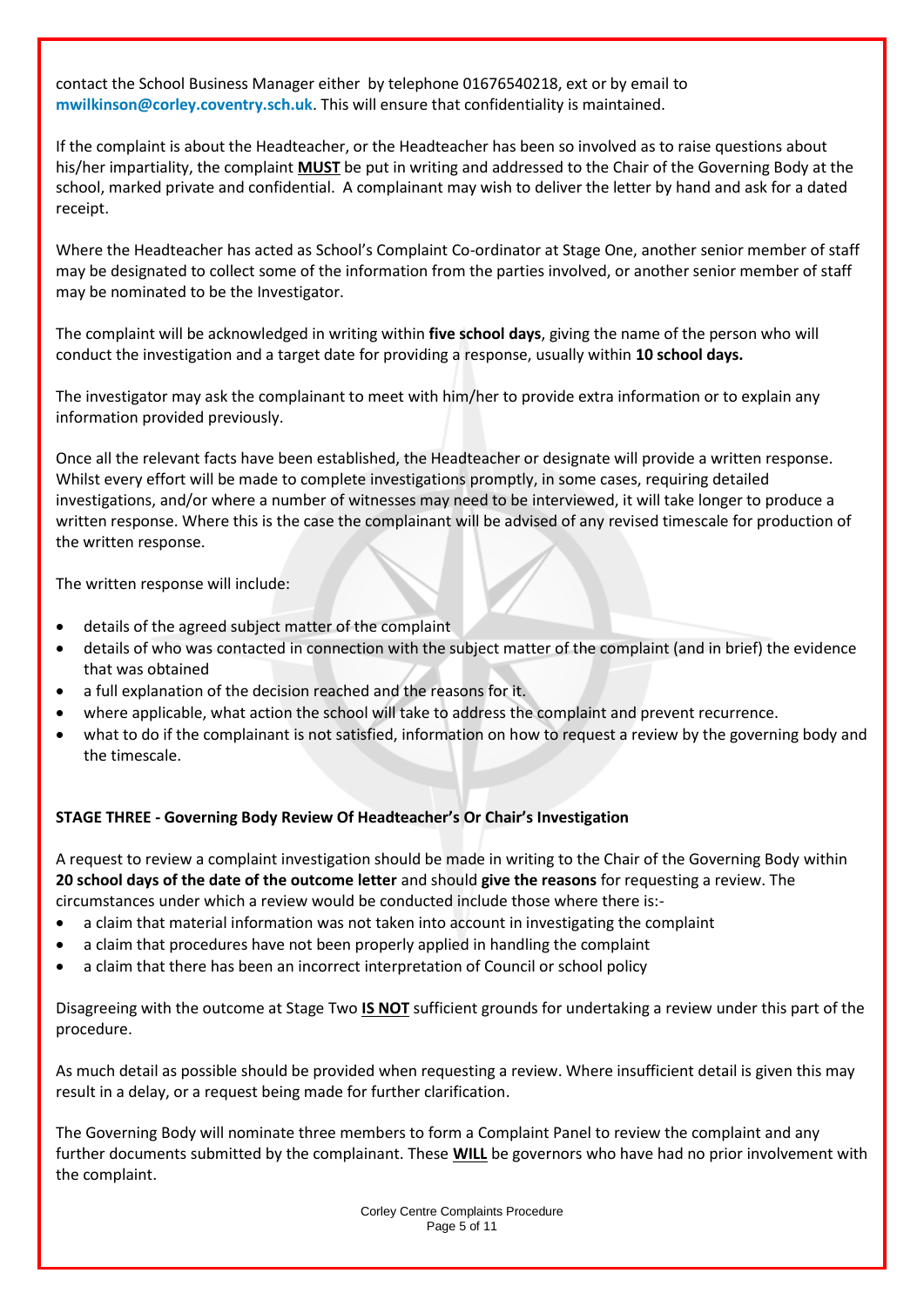contact the School Business Manager either by telephone 01676540218, ext or by email to mwilkinson@corley.coventry.sch.uk. This will ensure that confidentiality is maintained.

If the complaint is about the Headteacher, or the Headteacher has been so involved as to raise questions about his/her impartiality, the complaint **MUST** be put in writing and addressed to the Chair of the Governing Body at the school, marked private and confidential. A complainant may wish to deliver the letter by hand and ask for a dated receipt.

Where the Headteacher has acted as School's Complaint Co-ordinator at Stage One, another senior member of staff may be designated to collect some of the information from the parties involved, or another senior member of staff may be nominated to be the Investigator.

The complaint will be acknowledged in writing within **five school days**, giving the name of the person who will conduct the investigation and a target date for providing a response, usually within **10 school days.**

The investigator may ask the complainant to meet with him/her to provide extra information or to explain any information provided previously.

Once all the relevant facts have been established, the Headteacher or designate will provide a written response. Whilst every effort will be made to complete investigations promptly, in some cases, requiring detailed investigations, and/or where a number of witnesses may need to be interviewed, it will take longer to produce a written response. Where this is the case the complainant will be advised of any revised timescale for production of the written response.

The written response will include:

- details of the agreed subject matter of the complaint
- details of who was contacted in connection with the subject matter of the complaint (and in brief) the evidence that was obtained
- a full explanation of the decision reached and the reasons for it.
- where applicable, what action the school will take to address the complaint and prevent recurrence.
- what to do if the complainant is not satisfied, information on how to request a review by the governing body and the timescale.

**STAGE THREE - Governing Body Review Of Headteacher's Or Chair's Investigation**

A request to review a complaint investigation should be made in writing to the Chair of the Governing Body within **20 school days of the date of the outcome letter** and should **give the reasons** for requesting a review. The circumstances under which a review would be conducted include those where there is:-

- a claim that material information was not taken into account in investigating the complaint
- a claim that procedures have not been properly applied in handling the complaint
- a claim that there has been an incorrect interpretation of Council or school policy

Disagreeing with the outcome at Stage Two **IS NOT** sufficient grounds for undertaking a review under this part of the procedure.

As much detail as possible should be provided when requesting a review. Where insufficient detail is given this may result in a delay, or a request being made for further clarification.

The Governing Body will nominate three members to form a Complaint Panel to review the complaint and any further documents submitted by the complainant. These **WILL** be governors who have had no prior involvement with the complaint.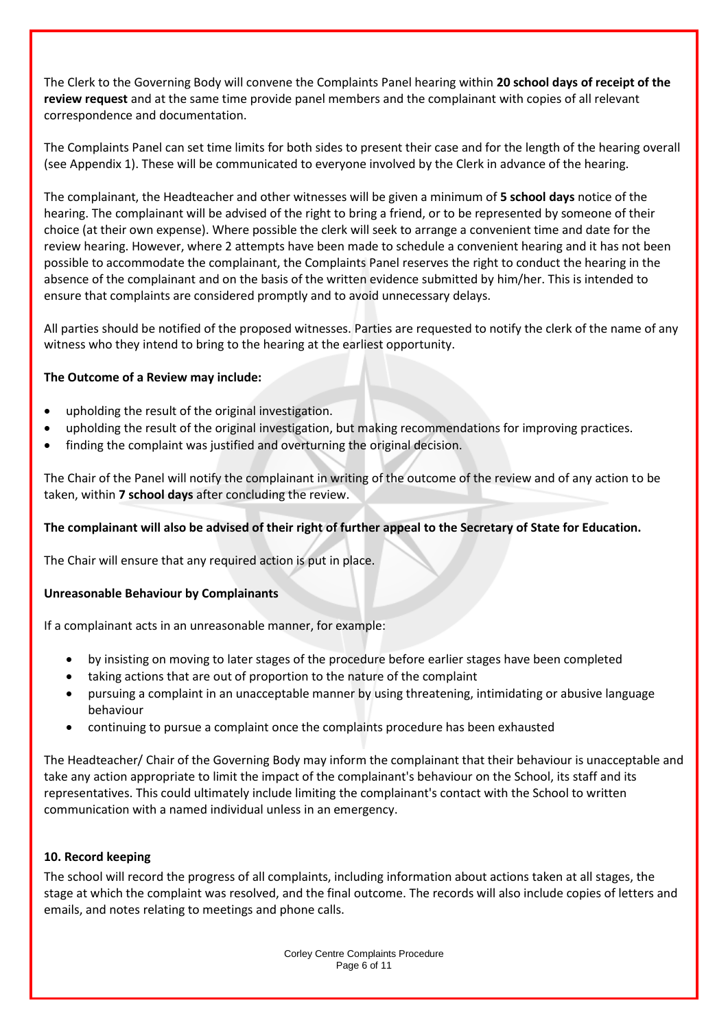The Clerk to the Governing Body will convene the Complaints Panel hearing within **20 school days of receipt of the review request** and at the same time provide panel members and the complainant with copies of all relevant correspondence and documentation.

The Complaints Panel can set time limits for both sides to present their case and for the length of the hearing overall (see Appendix 1). These will be communicated to everyone involved by the Clerk in advance of the hearing.

The complainant, the Headteacher and other witnesses will be given a minimum of **5 school days** notice of the hearing. The complainant will be advised of the right to bring a friend, or to be represented by someone of their choice (at their own expense). Where possible the clerk will seek to arrange a convenient time and date for the review hearing. However, where 2 attempts have been made to schedule a convenient hearing and it has not been possible to accommodate the complainant, the Complaints Panel reserves the right to conduct the hearing in the absence of the complainant and on the basis of the written evidence submitted by him/her. This is intended to ensure that complaints are considered promptly and to avoid unnecessary delays.

All parties should be notified of the proposed witnesses. Parties are requested to notify the clerk of the name of any witness who they intend to bring to the hearing at the earliest opportunity.

**The Outcome of a Review may include:**

- upholding the result of the original investigation.
- upholding the result of the original investigation, but making recommendations for improving practices.
- finding the complaint was justified and overturning the original decision.

The Chair of the Panel will notify the complainant in writing of the outcome of the review and of any action to be taken, within **7 school days** after concluding the review.

**The complainant will also be advised of their right of further appeal to the Secretary of State for Education.**

The Chair will ensure that any required action is put in place.

**Unreasonable Behaviour by Complainants**

If a complainant acts in an unreasonable manner, for example:

- by insisting on moving to later stages of the procedure before earlier stages have been completed
- taking actions that are out of proportion to the nature of the complaint
- pursuing a complaint in an unacceptable manner by using threatening, intimidating or abusive language behaviour
- continuing to pursue a complaint once the complaints procedure has been exhausted

The Headteacher/ Chair of the Governing Body may inform the complainant that their behaviour is unacceptable and take any action appropriate to limit the impact of the complainant's behaviour on the School, its staff and its representatives. This could ultimately include limiting the complainant's contact with the School to written communication with a named individual unless in an emergency.

**10. Record keeping**

The school will record the progress of all complaints, including information about actions taken at all stages, the stage at which the complaint was resolved, and the final outcome. The records will also include copies of letters and emails, and notes relating to meetings and phone calls.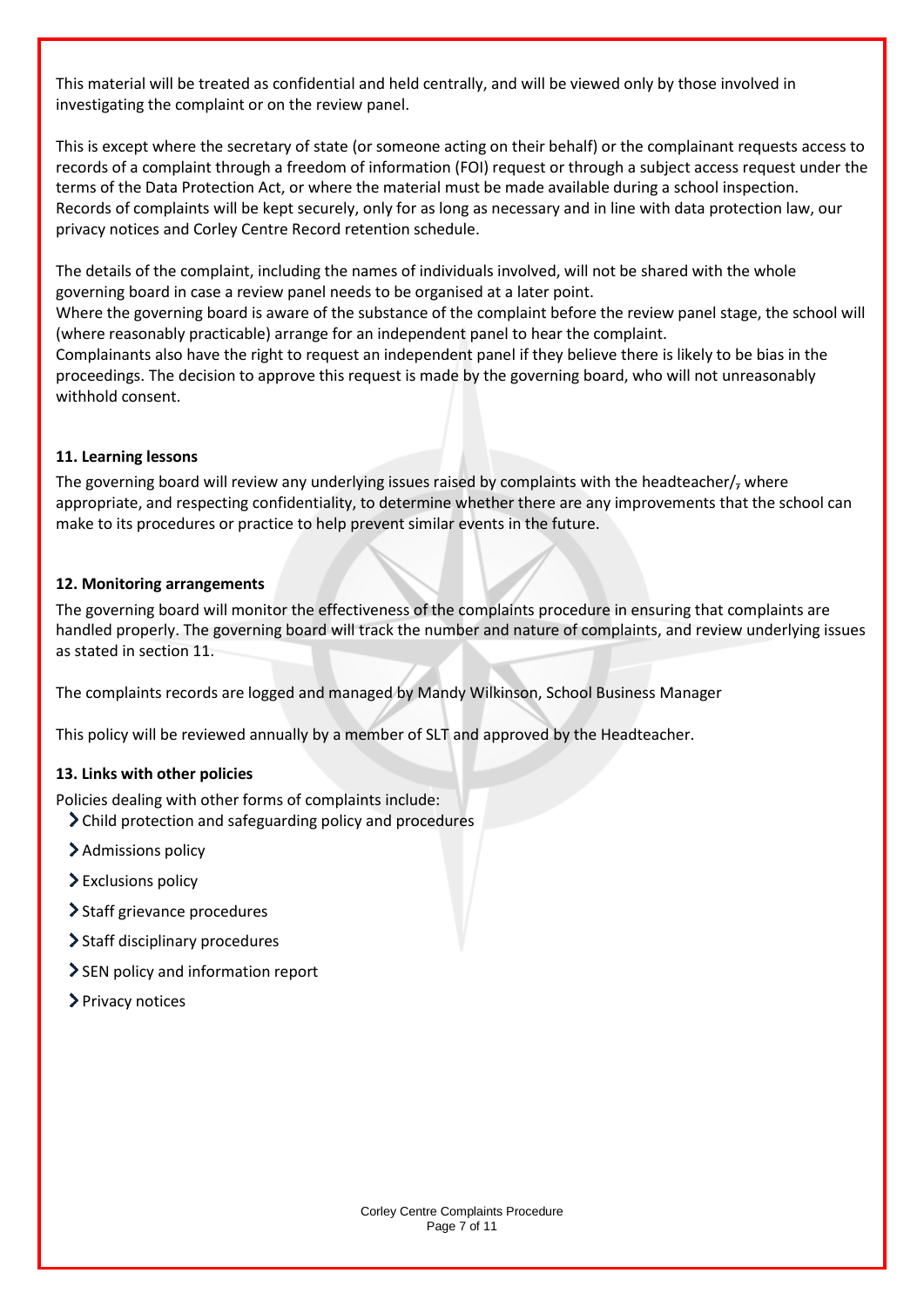This material will be treated as confidential and held centrally, and will be viewed only by those involved in investigating the complaint or on the review panel.

This is except where the secretary of state (or someone acting on their behalf) or the complainant requests access to records of a complaint through a freedom of information (FOI) request or through a subject access request under the terms of the Data Protection Act, or where the material must be made available during a school inspection.
Records of complaints will be kept securely, only for as long as necessary and in line with data protection law, our privacy notices and Corley Centre Record retention schedule.

The details of the complaint, including the names of individuals involved, will not be shared with the whole governing board in case a review panel needs to be organised at a later point.
Where the governing board is aware of the substance of the complaint before the review panel stage, the school will (where reasonably practicable) arrange for an independent panel to hear the complaint.
Complainants also have the right to request an independent panel if they believe there is likely to be bias in the proceedings. The decision to approve this request is made by the governing board, who will not unreasonably withhold consent.

**11. Learning lessons**

The governing board will review any underlying issues raised by complaints with the headteacher/~~,~~ where appropriate, and respecting confidentiality, to determine whether there are any improvements that the school can make to its procedures or practice to help prevent similar events in the future.

**12. Monitoring arrangements**

The governing board will monitor the effectiveness of the complaints procedure in ensuring that complaints are handled properly. The governing board will track the number and nature of complaints, and review underlying issues as stated in section 11.

The complaints records are logged and managed by Mandy Wilkinson, School Business Manager

This policy will be reviewed annually by a member of SLT and approved by the Headteacher.

**13. Links with other policies**

Policies dealing with other forms of complaints include:

- Child protection and safeguarding policy and procedures
- Admissions policy
- Exclusions policy
- Staff grievance procedures
- Staff disciplinary procedures
- SEN policy and information report
- Privacy notices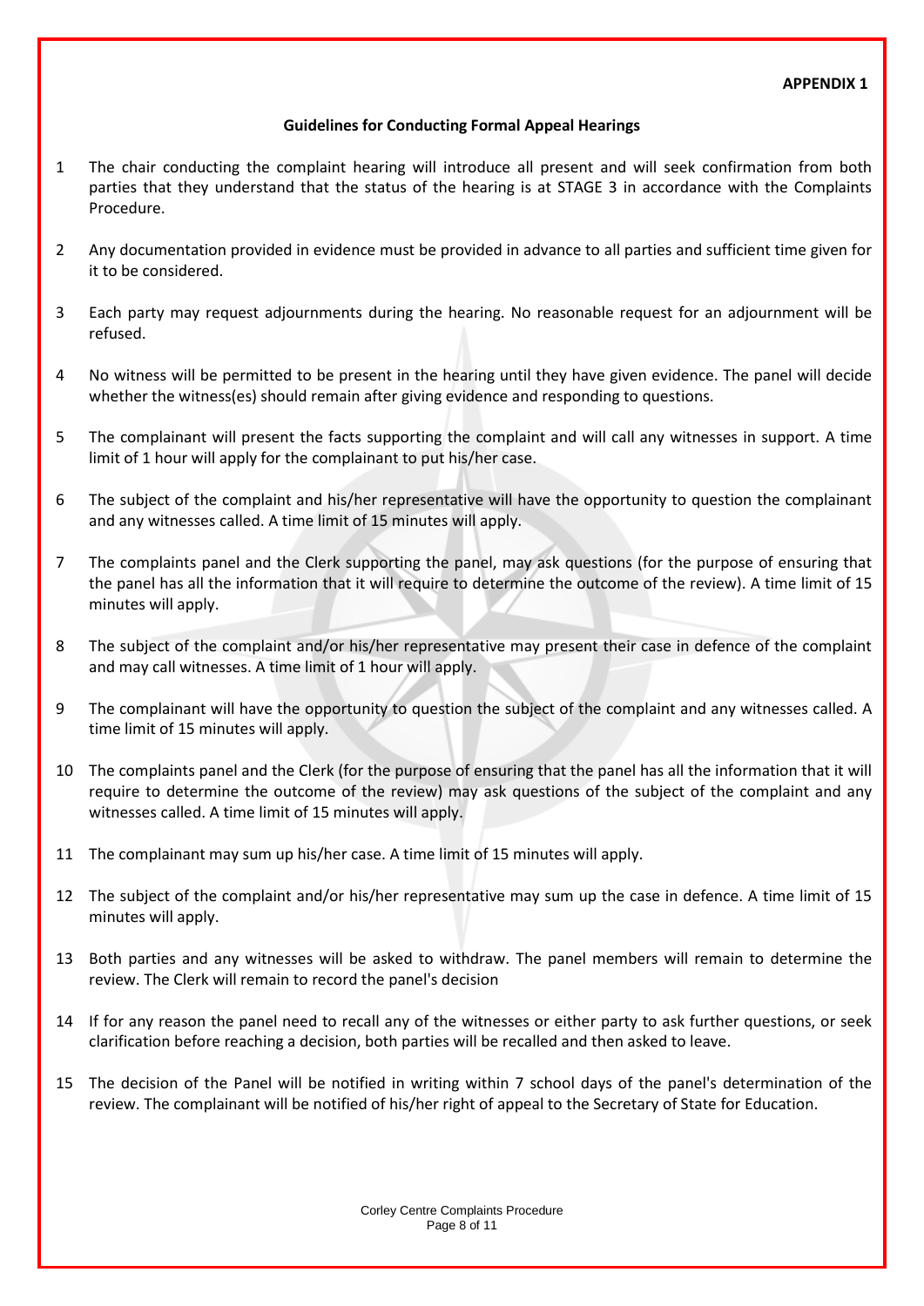**APPENDIX 1**

## Guidelines for Conducting Formal Appeal Hearings

1. The chair conducting the complaint hearing will introduce all present and will seek confirmation from both parties that they understand that the status of the hearing is at STAGE 3 in accordance with the Complaints Procedure.

2. Any documentation provided in evidence must be provided in advance to all parties and sufficient time given for it to be considered.

3. Each party may request adjournments during the hearing. No reasonable request for an adjournment will be refused.

4. No witness will be permitted to be present in the hearing until they have given evidence. The panel will decide whether the witness(es) should remain after giving evidence and responding to questions.

5. The complainant will present the facts supporting the complaint and will call any witnesses in support. A time limit of 1 hour will apply for the complainant to put his/her case.

6. The subject of the complaint and his/her representative will have the opportunity to question the complainant and any witnesses called. A time limit of 15 minutes will apply.

7. The complaints panel and the Clerk supporting the panel, may ask questions (for the purpose of ensuring that the panel has all the information that it will require to determine the outcome of the review). A time limit of 15 minutes will apply.

8. The subject of the complaint and/or his/her representative may present their case in defence of the complaint and may call witnesses. A time limit of 1 hour will apply.

9. The complainant will have the opportunity to question the subject of the complaint and any witnesses called. A time limit of 15 minutes will apply.

10. The complaints panel and the Clerk (for the purpose of ensuring that the panel has all the information that it will require to determine the outcome of the review) may ask questions of the subject of the complaint and any witnesses called. A time limit of 15 minutes will apply.

11. The complainant may sum up his/her case. A time limit of 15 minutes will apply.

12. The subject of the complaint and/or his/her representative may sum up the case in defence. A time limit of 15 minutes will apply.

13. Both parties and any witnesses will be asked to withdraw. The panel members will remain to determine the review. The Clerk will remain to record the panel's decision

14. If for any reason the panel need to recall any of the witnesses or either party to ask further questions, or seek clarification before reaching a decision, both parties will be recalled and then asked to leave.

15. The decision of the Panel will be notified in writing within 7 school days of the panel's determination of the review. The complainant will be notified of his/her right of appeal to the Secretary of State for Education.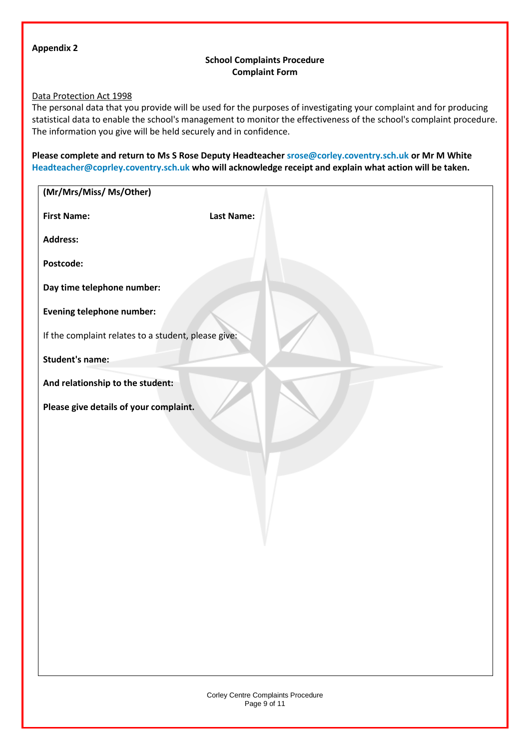**Appendix 2**

**School Complaints Procedure**
**Complaint Form**

Data Protection Act 1998

The personal data that you provide will be used for the purposes of investigating your complaint and for producing statistical data to enable the school's management to monitor the effectiveness of the school's complaint procedure. The information you give will be held securely and in confidence.

**Please complete and return to Ms S Rose Deputy Headteacher srose@corley.coventry.sch.uk or Mr M White Headteacher@coprley.coventry.sch.uk who will acknowledge receipt and explain what action will be taken.**

**(Mr/Mrs/Miss/ Ms/Other)**

**First Name:** **Last Name:**

**Address:**

**Postcode:**

**Day time telephone number:**

**Evening telephone number:**

If the complaint relates to a student, please give:

**Student's name:**

**And relationship to the student:**

**Please give details of your complaint.**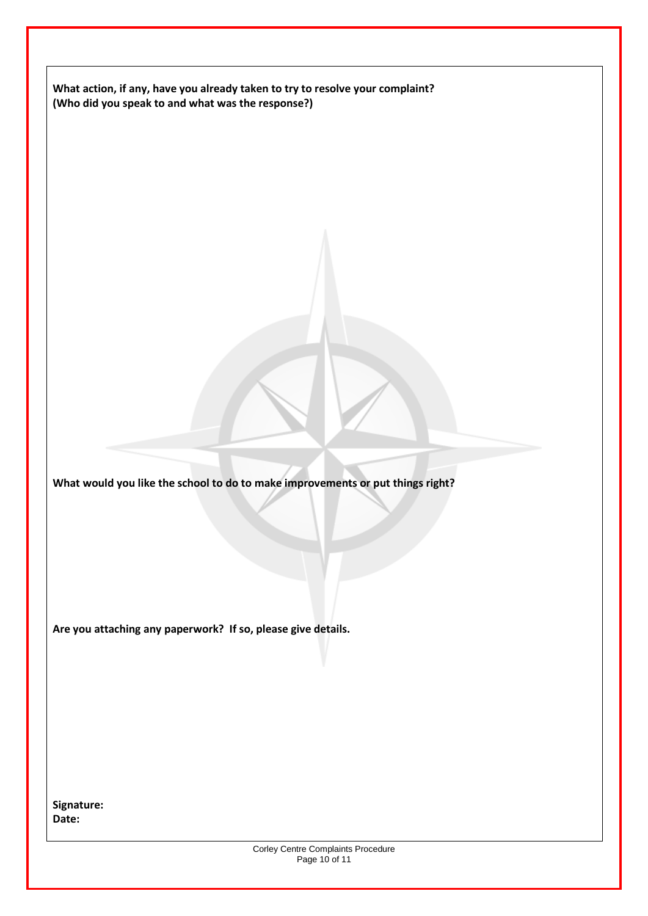**What action, if any, have you already taken to try to resolve your complaint?**
**(Who did you speak to and what was the response?)**

**What would you like the school to do to make improvements or put things right?**

**Are you attaching any paperwork? If so, please give details.**

**Signature:**
**Date:**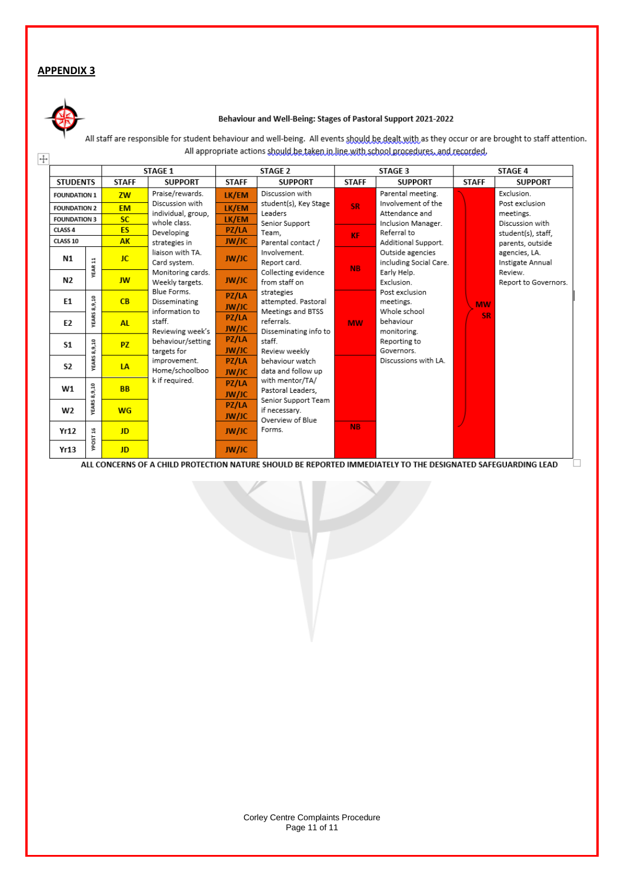## APPENDIX 3

**Behaviour and Well-Being: Stages of Pastoral Support 2021-2022**

All staff are responsible for student behaviour and well-being. All events should be dealt with as they occur or are brought to staff attention. All appropriate actions should be taken in line with school procedures, and recorded.

| | | STAGE 1 | | STAGE 2 | | STAGE 3 | | STAGE 4 | |
|---|---|---|---|---|---|---|---|---|---|
| **STUDENTS** | | **STAFF** | **SUPPORT** | **STAFF** | **SUPPORT** | **STAFF** | **SUPPORT** | **STAFF** | **SUPPORT** |
| FOUNDATION 1 | | ZW | Praise/rewards. Discussion with individual, group, whole class. Developing strategies in liaison with TA. Card system. Monitoring cards. Weekly targets. Blue Forms. Disseminating information to staff. Reviewing week's behaviour/setting targets for improvement. Home/schoolbook if required. | LK/EM | Discussion with student(s), Key Stage Leaders Senior Support Team, Parental contact / Involvement. Report card. Collecting evidence from staff on strategies attempted. Pastoral Meetings and BTSS referrals. Disseminating info to staff. Review weekly behaviour watch data and follow up with mentor/TA/ Pastoral Leaders, Senior Support Team if necessary. Overview of Blue Forms. | SR | Parental meeting. Involvement of the Attendance and Inclusion Manager. Referral to Additional Support. Outside agencies including Social Care. Early Help. Exclusion. Post exclusion meetings. Whole school behaviour monitoring. Reporting to Governors. Discussions with LA. | MW SR | Exclusion. Post exclusion meetings. Discussion with student(s), staff, parents, outside agencies, LA. Instigate Annual Review. Report to Governors. |
| FOUNDATION 2 | | EM | | LK/EM | | SR | | | |
| FOUNDATION 3 | | SC | | LK/EM | | KF | | | |
| CLASS 4 | | ES | | PZ/LA | | KF | | | |
| CLASS 10 | | AK | | JW/JC | | KF | | | |
| N1 | YEAR 11 | JC | | JW/JC | | NB | | | |
| N2 | YEAR 11 | JW | | JW/JC | | NB | | | |
| E1 | YEARS 8,9,10 | CB | | PZ/LA JW/JC | | MW | | | |
| E2 | YEARS 8,9,10 | AL | | PZ/LA JW/JC | | MW | | | |
| S1 | YEARS 8,9,10 | PZ | | PZ/LA JW/JC | | | | | |
| S2 | YEARS 8,9,10 | LA | | PZ/LA JW/JC | | | | | |
| W1 | YEARS 8,9,10 | BB | | PZ/LA JW/JC | | | | | |
| W2 | YEARS 8,9,10 | WG | | PZ/LA JW/JC | | | | | |
| Yr12 | POST 16 | JD | | JW/JC | | NB | | | |
| Yr13 | POST 16 | JD | | JW/JC | | NB | | | |

**ALL CONCERNS OF A CHILD PROTECTION NATURE SHOULD BE REPORTED IMMEDIATELY TO THE DESIGNATED SAFEGUARDING LEAD**

Corley Centre Complaints Procedure